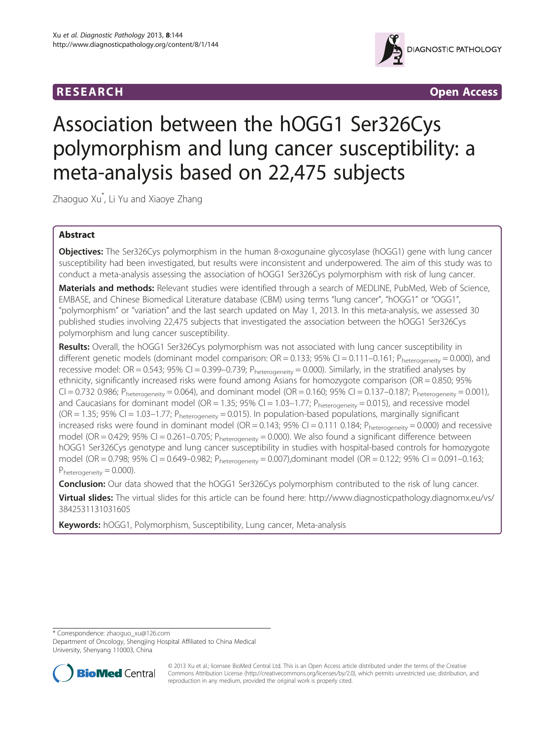RESEARCH Open Access

# Association between the hOGG1 Ser326Cys polymorphism and lung cancer susceptibility: a meta-analysis based on 22,475 subjects

Zhaoguo Xu[*], Li Yu and Xiaoye Zhang

## Abstract

**Objectives:** The Ser326Cys polymorphism in the human 8-oxogunaine glycosylase (hOGG1) gene with lung cancer susceptibility had been investigated, but results were inconsistent and underpowered. The aim of this study was to conduct a meta-analysis assessing the association of hOGG1 Ser326Cys polymorphism with risk of lung cancer.

**Materials and methods:** Relevant studies were identified through a search of MEDLINE, PubMed, Web of Science, EMBASE, and Chinese Biomedical Literature database (CBM) using terms "lung cancer", "hOGG1" or "OGG1", "polymorphism" or "variation" and the last search updated on May 1, 2013. In this meta-analysis, we assessed 30 published studies involving 22,475 subjects that investigated the association between the hOGG1 Ser326Cys polymorphism and lung cancer susceptibility.

**Results:** Overall, the hOGG1 Ser326Cys polymorphism was not associated with lung cancer susceptibility in different genetic models (dominant model comparison: OR = 0.133; 95% CI = 0.111–0.161; $P_{heterogeneity} = 0.000$), and recessive model: OR = 0.543; 95% CI = 0.399–0.739; $P_{heterogeneity} = 0.000$). Similarly, in the stratified analyses by ethnicity, significantly increased risks were found among Asians for homozygote comparison (OR = 0.850; 95% CI = 0.732 0.986; $P_{heterogeneity} = 0.064$), and dominant model (OR = 0.160; 95% CI = 0.137–0.187; $P_{heterogeneity} = 0.001$), and Caucasians for dominant model (OR = 1.35; 95% CI = 1.03–1.77; $P_{heterogeneity} = 0.015$), and recessive model (OR = 1.35; 95% CI = 1.03–1.77; $P_{heterogeneity} = 0.015$). In population-based populations, marginally significant increased risks were found in dominant model (OR = 0.143; 95% CI = 0.111 0.184; $P_{heterogeneity} = 0.000$) and recessive model (OR = 0.429; 95% CI = 0.261–0.705; $P_{heterogeneity} = 0.000$). We also found a significant difference between hOGG1 Ser326Cys genotype and lung cancer susceptibility in studies with hospital-based controls for homozygote model (OR = 0.798; 95% CI = 0.649–0.982; $P_{heterogeneity} = 0.007$),dominant model (OR = 0.122; 95% CI = 0.091–0.163; $P_{heterogeneity} = 0.000$).

**Conclusion:** Our data showed that the hOGG1 Ser326Cys polymorphism contributed to the risk of lung cancer.

**Virtual slides:** The virtual slides for this article can be found here: http://www.diagnosticpathology.diagnomx.eu/vs/3842531131031605

**Keywords:** hOGG1, Polymorphism, Susceptibility, Lung cancer, Meta-analysis

---

[*] Correspondence: zhaoguo_xu@126.com
Department of Oncology, Shengjing Hospital Affiliated to China Medical University, Shenyang 110003, China

© 2013 Xu et al.; licensee BioMed Central Ltd. This is an Open Access article distributed under the terms of the Creative Commons Attribution License (http://creativecommons.org/licenses/by/2.0), which permits unrestricted use, distribution, and reproduction in any medium, provided the original work is properly cited.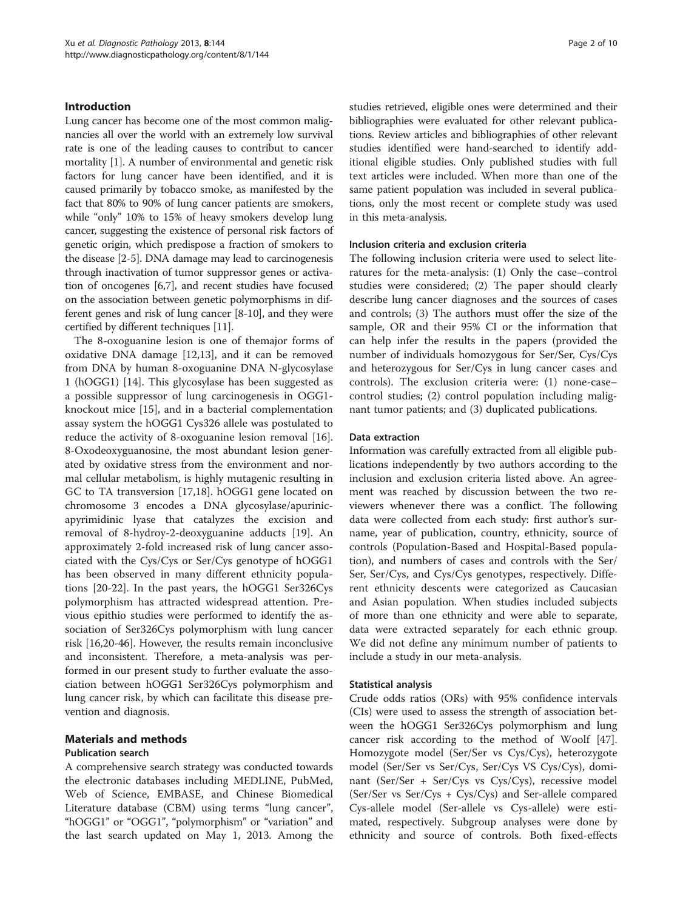## Introduction

Lung cancer has become one of the most common malignancies all over the world with an extremely low survival rate is one of the leading causes to contribute to cancer mortality [1]. A number of environmental and genetic risk factors for lung cancer have been identified, and it is caused primarily by tobacco smoke, as manifested by the fact that 80% to 90% of lung cancer patients are smokers, while "only" 10% to 15% of heavy smokers develop lung cancer, suggesting the existence of personal risk factors of genetic origin, which predispose a fraction of smokers to the disease [2-5]. DNA damage may lead to carcinogenesis through inactivation of tumor suppressor genes or activation of oncogenes [6,7], and recent studies have focused on the association between genetic polymorphisms in different genes and risk of lung cancer [8-10], and they were certified by different techniques [11].

The 8-oxoguanine lesion is one of themajor forms of oxidative DNA damage [12,13], and it can be removed from DNA by human 8-oxoguanine DNA N-glycosylase 1 (hOGG1) [14]. This glycosylase has been suggested as a possible suppressor of lung carcinogenesis in OGG1-knockout mice [15], and in a bacterial complementation assay system the hOGG1 Cys326 allele was postulated to reduce the activity of 8-oxoguanine lesion removal [16]. 8-Oxodeoxyguanosine, the most abundant lesion generated by oxidative stress from the environment and normal cellular metabolism, is highly mutagenic resulting in GC to TA transversion [17,18]. hOGG1 gene located on chromosome 3 encodes a DNA glycosylase/apurinic-apyrimidinic lyase that catalyzes the excision and removal of 8-hydroy-2-deoxyguanine adducts [19]. An approximately 2-fold increased risk of lung cancer associated with the Cys/Cys or Ser/Cys genotype of hOGG1 has been observed in many different ethnicity populations [20-22]. In the past years, the hOGG1 Ser326Cys polymorphism has attracted widespread attention. Previous epithio studies were performed to identify the association of Ser326Cys polymorphism with lung cancer risk [16,20-46]. However, the results remain inconclusive and inconsistent. Therefore, a meta-analysis was performed in our present study to further evaluate the association between hOGG1 Ser326Cys polymorphism and lung cancer risk, by which can facilitate this disease prevention and diagnosis.

## Materials and methods

### Publication search

A comprehensive search strategy was conducted towards the electronic databases including MEDLINE, PubMed, Web of Science, EMBASE, and Chinese Biomedical Literature database (CBM) using terms "lung cancer", "hOGG1" or "OGG1", "polymorphism" or "variation" and the last search updated on May 1, 2013. Among the studies retrieved, eligible ones were determined and their bibliographies were evaluated for other relevant publications. Review articles and bibliographies of other relevant studies identified were hand-searched to identify additional eligible studies. Only published studies with full text articles were included. When more than one of the same patient population was included in several publications, only the most recent or complete study was used in this meta-analysis.

### Inclusion criteria and exclusion criteria

The following inclusion criteria were used to select literatures for the meta-analysis: (1) Only the case–control studies were considered; (2) The paper should clearly describe lung cancer diagnoses and the sources of cases and controls; (3) The authors must offer the size of the sample, OR and their 95% CI or the information that can help infer the results in the papers (provided the number of individuals homozygous for Ser/Ser, Cys/Cys and heterozygous for Ser/Cys in lung cancer cases and controls). The exclusion criteria were: (1) none-case–control studies; (2) control population including malignant tumor patients; and (3) duplicated publications.

### Data extraction

Information was carefully extracted from all eligible publications independently by two authors according to the inclusion and exclusion criteria listed above. An agreement was reached by discussion between the two reviewers whenever there was a conflict. The following data were collected from each study: first author's surname, year of publication, country, ethnicity, source of controls (Population-Based and Hospital-Based population), and numbers of cases and controls with the Ser/Ser, Ser/Cys, and Cys/Cys genotypes, respectively. Different ethnicity descents were categorized as Caucasian and Asian population. When studies included subjects of more than one ethnicity and were able to separate, data were extracted separately for each ethnic group. We did not define any minimum number of patients to include a study in our meta-analysis.

### Statistical analysis

Crude odds ratios (ORs) with 95% confidence intervals (CIs) were used to assess the strength of association between the hOGG1 Ser326Cys polymorphism and lung cancer risk according to the method of Woolf [47]. Homozygote model (Ser/Ser vs Cys/Cys), heterozygote model (Ser/Ser vs Ser/Cys, Ser/Cys VS Cys/Cys), dominant (Ser/Ser + Ser/Cys vs Cys/Cys), recessive model (Ser/Ser vs Ser/Cys + Cys/Cys) and Ser-allele compared Cys-allele model (Ser-allele vs Cys-allele) were estimated, respectively. Subgroup analyses were done by ethnicity and source of controls. Both fixed-effects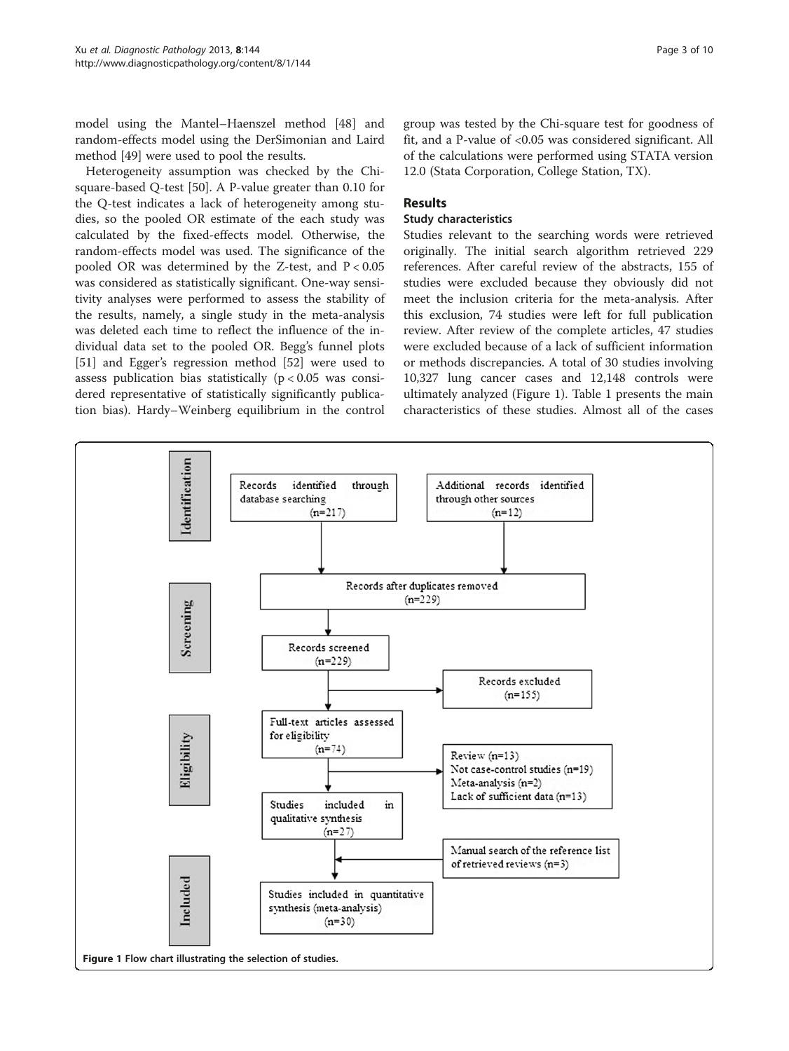model using the Mantel–Haenszel method [48] and random-effects model using the DerSimonian and Laird method [49] were used to pool the results.

Heterogeneity assumption was checked by the Chi-square-based Q-test [50]. A P-value greater than 0.10 for the Q-test indicates a lack of heterogeneity among studies, so the pooled OR estimate of the each study was calculated by the fixed-effects model. Otherwise, the random-effects model was used. The significance of the pooled OR was determined by the Z-test, and $P < 0.05$ was considered as statistically significant. One-way sensitivity analyses were performed to assess the stability of the results, namely, a single study in the meta-analysis was deleted each time to reflect the influence of the individual data set to the pooled OR. Begg's funnel plots [51] and Egger's regression method [52] were used to assess publication bias statistically ($p < 0.05$ was considered representative of statistically significantly publication bias). Hardy–Weinberg equilibrium in the control group was tested by the Chi-square test for goodness of fit, and a P-value of <0.05 was considered significant. All of the calculations were performed using STATA version 12.0 (Stata Corporation, College Station, TX).

## Results

### Study characteristics

Studies relevant to the searching words were retrieved originally. The initial search algorithm retrieved 229 references. After careful review of the abstracts, 155 of studies were excluded because they obviously did not meet the inclusion criteria for the meta-analysis. After this exclusion, 74 studies were left for full publication review. After review of the complete articles, 47 studies were excluded because of a lack of sufficient information or methods discrepancies. A total of 30 studies involving 10,327 lung cancer cases and 12,148 controls were ultimately analyzed (Figure 1). Table 1 presents the main characteristics of these studies. Almost all of the cases

**Identification**

- Records identified through database searching (n=217)
- Additional records identified through other sources (n=12)

**Screening**

- Records after duplicates removed (n=229)
- Records screened (n=229)
- Records excluded (n=155)

**Eligibility**

- Full-text articles assessed for eligibility (n=74)
- Review (n=13)
- Not case-control studies (n=19)
- Meta-analysis (n=2)
- Lack of sufficient data (n=13)
- Studies included in qualitative synthesis (n=27)
- Manual search of the reference list of retrieved reviews (n=3)

**Included**

- Studies included in quantitative synthesis (meta-analysis) (n=30)

**Figure 1** Flow chart illustrating the selection of studies.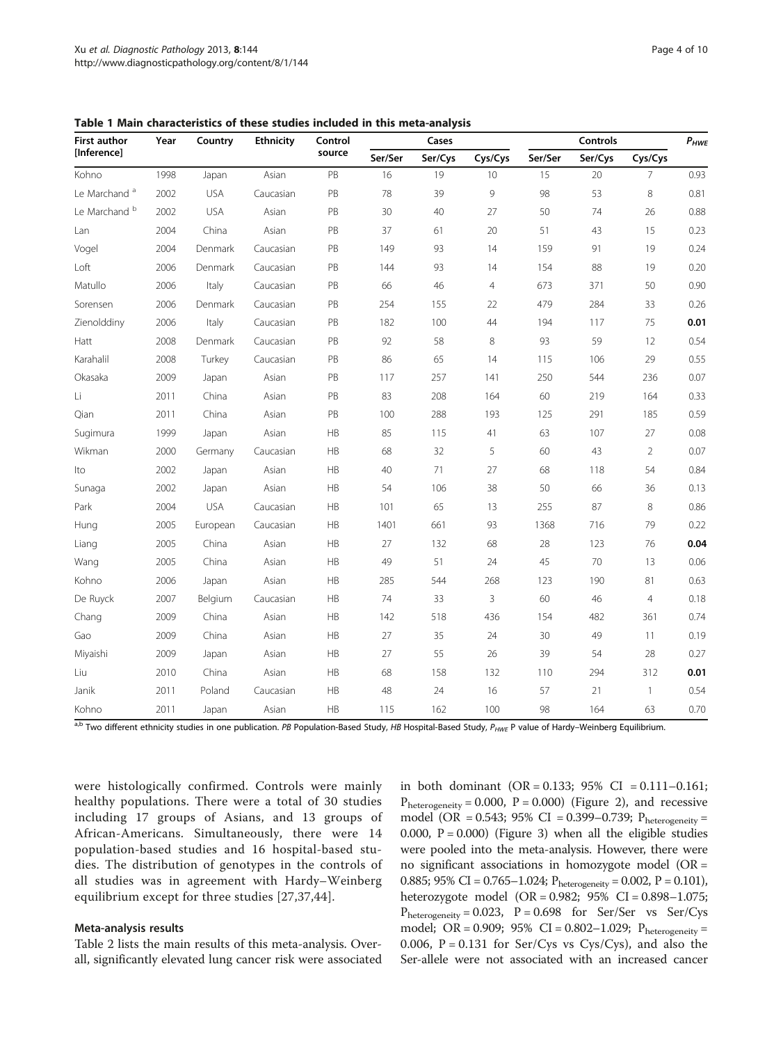**Table 1 Main characteristics of these studies included in this meta-analysis**

| First author [Inference] | Year | Country | Ethnicity | Control source | Cases | | | Controls | | | $P_{HWE}$ |
|---|---|---|---|---|---|---|---|---|---|---|---|
| | | | | | Ser/Ser | Ser/Cys | Cys/Cys | Ser/Ser | Ser/Cys | Cys/Cys | |
| Kohno | 1998 | Japan | Asian | PB | 16 | 19 | 10 | 15 | 20 | 7 | 0.93 |
| Le Marchand [a] | 2002 | USA | Caucasian | PB | 78 | 39 | 9 | 98 | 53 | 8 | 0.81 |
| Le Marchand [b] | 2002 | USA | Asian | PB | 30 | 40 | 27 | 50 | 74 | 26 | 0.88 |
| Lan | 2004 | China | Asian | PB | 37 | 61 | 20 | 51 | 43 | 15 | 0.23 |
| Vogel | 2004 | Denmark | Caucasian | PB | 149 | 93 | 14 | 159 | 91 | 19 | 0.24 |
| Loft | 2006 | Denmark | Caucasian | PB | 144 | 93 | 14 | 154 | 88 | 19 | 0.20 |
| Matullo | 2006 | Italy | Caucasian | PB | 66 | 46 | 4 | 673 | 371 | 50 | 0.90 |
| Sorensen | 2006 | Denmark | Caucasian | PB | 254 | 155 | 22 | 479 | 284 | 33 | 0.26 |
| Zienolddiny | 2006 | Italy | Caucasian | PB | 182 | 100 | 44 | 194 | 117 | 75 | **0.01** |
| Hatt | 2008 | Denmark | Caucasian | PB | 92 | 58 | 8 | 93 | 59 | 12 | 0.54 |
| Karahalil | 2008 | Turkey | Caucasian | PB | 86 | 65 | 14 | 115 | 106 | 29 | 0.55 |
| Okasaka | 2009 | Japan | Asian | PB | 117 | 257 | 141 | 250 | 544 | 236 | 0.07 |
| Li | 2011 | China | Asian | PB | 83 | 208 | 164 | 60 | 219 | 164 | 0.33 |
| Qian | 2011 | China | Asian | PB | 100 | 288 | 193 | 125 | 291 | 185 | 0.59 |
| Sugimura | 1999 | Japan | Asian | HB | 85 | 115 | 41 | 63 | 107 | 27 | 0.08 |
| Wikman | 2000 | Germany | Caucasian | HB | 68 | 32 | 5 | 60 | 43 | 2 | 0.07 |
| Ito | 2002 | Japan | Asian | HB | 40 | 71 | 27 | 68 | 118 | 54 | 0.84 |
| Sunaga | 2002 | Japan | Asian | HB | 54 | 106 | 38 | 50 | 66 | 36 | 0.13 |
| Park | 2004 | USA | Caucasian | HB | 101 | 65 | 13 | 255 | 87 | 8 | 0.86 |
| Hung | 2005 | European | Caucasian | HB | 1401 | 661 | 93 | 1368 | 716 | 79 | 0.22 |
| Liang | 2005 | China | Asian | HB | 27 | 132 | 68 | 28 | 123 | 76 | **0.04** |
| Wang | 2005 | China | Asian | HB | 49 | 51 | 24 | 45 | 70 | 13 | 0.06 |
| Kohno | 2006 | Japan | Asian | HB | 285 | 544 | 268 | 123 | 190 | 81 | 0.63 |
| De Ruyck | 2007 | Belgium | Caucasian | HB | 74 | 33 | 3 | 60 | 46 | 4 | 0.18 |
| Chang | 2009 | China | Asian | HB | 142 | 518 | 436 | 154 | 482 | 361 | 0.74 |
| Gao | 2009 | China | Asian | HB | 27 | 35 | 24 | 30 | 49 | 11 | 0.19 |
| Miyaishi | 2009 | Japan | Asian | HB | 27 | 55 | 26 | 39 | 54 | 28 | 0.27 |
| Liu | 2010 | China | Asian | HB | 68 | 158 | 132 | 110 | 294 | 312 | **0.01** |
| Janik | 2011 | Poland | Caucasian | HB | 48 | 24 | 16 | 57 | 21 | 1 | 0.54 |
| Kohno | 2011 | Japan | Asian | HB | 115 | 162 | 100 | 98 | 164 | 63 | 0.70 |

[a,b] Two different ethnicity studies in one publication. *PB* Population-Based Study, *HB* Hospital-Based Study, $P_{HWE}$ P value of Hardy–Weinberg Equilibrium.

were histologically confirmed. Controls were mainly healthy populations. There were a total of 30 studies including 17 groups of Asians, and 13 groups of African-Americans. Simultaneously, there were 14 population-based studies and 16 hospital-based studies. The distribution of genotypes in the controls of all studies was in agreement with Hardy–Weinberg equilibrium except for three studies [27,37,44].

### Meta-analysis results

Table 2 lists the main results of this meta-analysis. Overall, significantly elevated lung cancer risk were associated in both dominant (OR = 0.133; 95% CI = 0.111–0.161; $P_{heterogeneity} = 0.000$, P = 0.000) (Figure 2), and recessive model (OR = 0.543; 95% CI = 0.399–0.739; $P_{heterogeneity} = 0.000$, P = 0.000) (Figure 3) when all the eligible studies were pooled into the meta-analysis. However, there were no significant associations in homozygote model (OR = 0.885; 95% CI = 0.765–1.024; $P_{heterogeneity} = 0.002$, P = 0.101), heterozygote model (OR = 0.982; 95% CI = 0.898–1.075; $P_{heterogeneity} = 0.023$, P = 0.698 for Ser/Ser vs Ser/Cys model; OR = 0.909; 95% CI = 0.802–1.029; $P_{heterogeneity} = 0.006$, P = 0.131 for Ser/Cys vs Cys/Cys), and also the Ser-allele were not associated with an increased cancer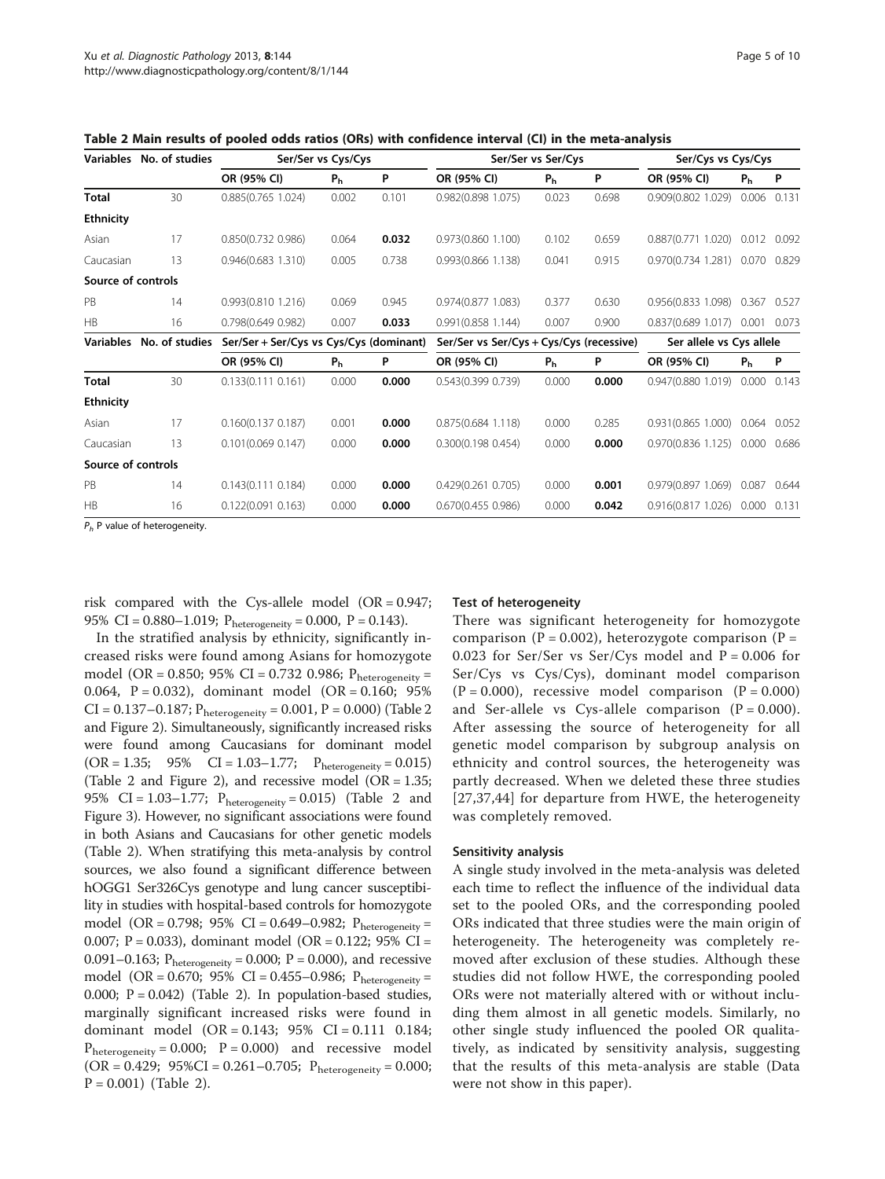**Table 2 Main results of pooled odds ratios (ORs) with confidence interval (CI) in the meta-analysis**

| Variables | No. of studies | Ser/Ser vs Cys/Cys | | | Ser/Ser vs Ser/Cys | | | Ser/Cys vs Cys/Cys | | |
|---|---|---|---|---|---|---|---|---|---|---|
| | | OR (95% CI) | $P_h$ | P | OR (95% CI) | $P_h$ | P | OR (95% CI) | $P_h$ | P |
| **Total** | 30 | 0.885(0.765 1.024) | 0.002 | 0.101 | 0.982(0.898 1.075) | 0.023 | 0.698 | 0.909(0.802 1.029) | 0.006 | 0.131 |
| **Ethnicity** | | | | | | | | | | |
| Asian | 17 | 0.850(0.732 0.986) | 0.064 | **0.032** | 0.973(0.860 1.100) | 0.102 | 0.659 | 0.887(0.771 1.020) | 0.012 | 0.092 |
| Caucasian | 13 | 0.946(0.683 1.310) | 0.005 | 0.738 | 0.993(0.866 1.138) | 0.041 | 0.915 | 0.970(0.734 1.281) | 0.070 | 0.829 |
| **Source of controls** | | | | | | | | | | |
| PB | 14 | 0.993(0.810 1.216) | 0.069 | 0.945 | 0.974(0.877 1.083) | 0.377 | 0.630 | 0.956(0.833 1.098) | 0.367 | 0.527 |
| HB | 16 | 0.798(0.649 0.982) | 0.007 | **0.033** | 0.991(0.858 1.144) | 0.007 | 0.900 | 0.837(0.689 1.017) | 0.001 | 0.073 |
| **Variables** | **No. of studies** | **Ser/Ser + Ser/Cys vs Cys/Cys (dominant)** | | | **Ser/Ser vs Ser/Cys + Cys/Cys (recessive)** | | | **Ser allele vs Cys allele** | | |
| | | OR (95% CI) | $P_h$ | P | OR (95% CI) | $P_h$ | P | OR (95% CI) | $P_h$ | P |
| **Total** | 30 | 0.133(0.111 0.161) | 0.000 | **0.000** | 0.543(0.399 0.739) | 0.000 | **0.000** | 0.947(0.880 1.019) | 0.000 | 0.143 |
| **Ethnicity** | | | | | | | | | | |
| Asian | 17 | 0.160(0.137 0.187) | 0.001 | **0.000** | 0.875(0.684 1.118) | 0.000 | 0.285 | 0.931(0.865 1.000) | 0.064 | 0.052 |
| Caucasian | 13 | 0.101(0.069 0.147) | 0.000 | **0.000** | 0.300(0.198 0.454) | 0.000 | **0.000** | 0.970(0.836 1.125) | 0.000 | 0.686 |
| **Source of controls** | | | | | | | | | | |
| PB | 14 | 0.143(0.111 0.184) | 0.000 | **0.000** | 0.429(0.261 0.705) | 0.000 | **0.001** | 0.979(0.897 1.069) | 0.087 | 0.644 |
| HB | 16 | 0.122(0.091 0.163) | 0.000 | **0.000** | 0.670(0.455 0.986) | 0.000 | **0.042** | 0.916(0.817 1.026) | 0.000 | 0.131 |

$P_h$ P value of heterogeneity.

risk compared with the Cys-allele model (OR = 0.947; 95% CI = 0.880–1.019; $P_{heterogeneity}$ = 0.000, P = 0.143).

In the stratified analysis by ethnicity, significantly increased risks were found among Asians for homozygote model (OR = 0.850; 95% CI = 0.732 0.986; $P_{heterogeneity}$ = 0.064, P = 0.032), dominant model (OR = 0.160; 95% CI = 0.137–0.187; $P_{heterogeneity}$ = 0.001, P = 0.000) (Table 2 and Figure 2). Simultaneously, significantly increased risks were found among Caucasians for dominant model (OR = 1.35; 95% CI = 1.03–1.77; $P_{heterogeneity}$ = 0.015) (Table 2 and Figure 2), and recessive model (OR = 1.35; 95% CI = 1.03–1.77; $P_{heterogeneity}$ = 0.015) (Table 2 and Figure 3). However, no significant associations were found in both Asians and Caucasians for other genetic models (Table 2). When stratifying this meta-analysis by control sources, we also found a significant difference between hOGG1 Ser326Cys genotype and lung cancer susceptibility in studies with hospital-based controls for homozygote model (OR = 0.798; 95% CI = 0.649–0.982; $P_{heterogeneity}$ = 0.007; P = 0.033), dominant model (OR = 0.122; 95% CI = 0.091–0.163; $P_{heterogeneity}$ = 0.000; P = 0.000), and recessive model (OR = 0.670; 95% CI = 0.455–0.986; $P_{heterogeneity}$ = 0.000; P = 0.042) (Table 2). In population-based studies, marginally significant increased risks were found in dominant model (OR = 0.143; 95% CI = 0.111 0.184; $P_{heterogeneity}$ = 0.000; P = 0.000) and recessive model (OR = 0.429; 95%CI = 0.261–0.705; $P_{heterogeneity}$ = 0.000; P = 0.001) (Table 2).

### Test of heterogeneity

There was significant heterogeneity for homozygote comparison (P = 0.002), heterozygote comparison (P = 0.023 for Ser/Ser vs Ser/Cys model and P = 0.006 for Ser/Cys vs Cys/Cys), dominant model comparison (P = 0.000), recessive model comparison (P = 0.000) and Ser-allele vs Cys-allele comparison (P = 0.000). After assessing the source of heterogeneity for all genetic model comparison by subgroup analysis on ethnicity and control sources, the heterogeneity was partly decreased. When we deleted these three studies [27,37,44] for departure from HWE, the heterogeneity was completely removed.

### Sensitivity analysis

A single study involved in the meta-analysis was deleted each time to reflect the influence of the individual data set to the pooled ORs, and the corresponding pooled ORs indicated that three studies were the main origin of heterogeneity. The heterogeneity was completely removed after exclusion of these studies. Although these studies did not follow HWE, the corresponding pooled ORs were not materially altered with or without including them almost in all genetic models. Similarly, no other single study influenced the pooled OR qualitatively, as indicated by sensitivity analysis, suggesting that the results of this meta-analysis are stable (Data were not show in this paper).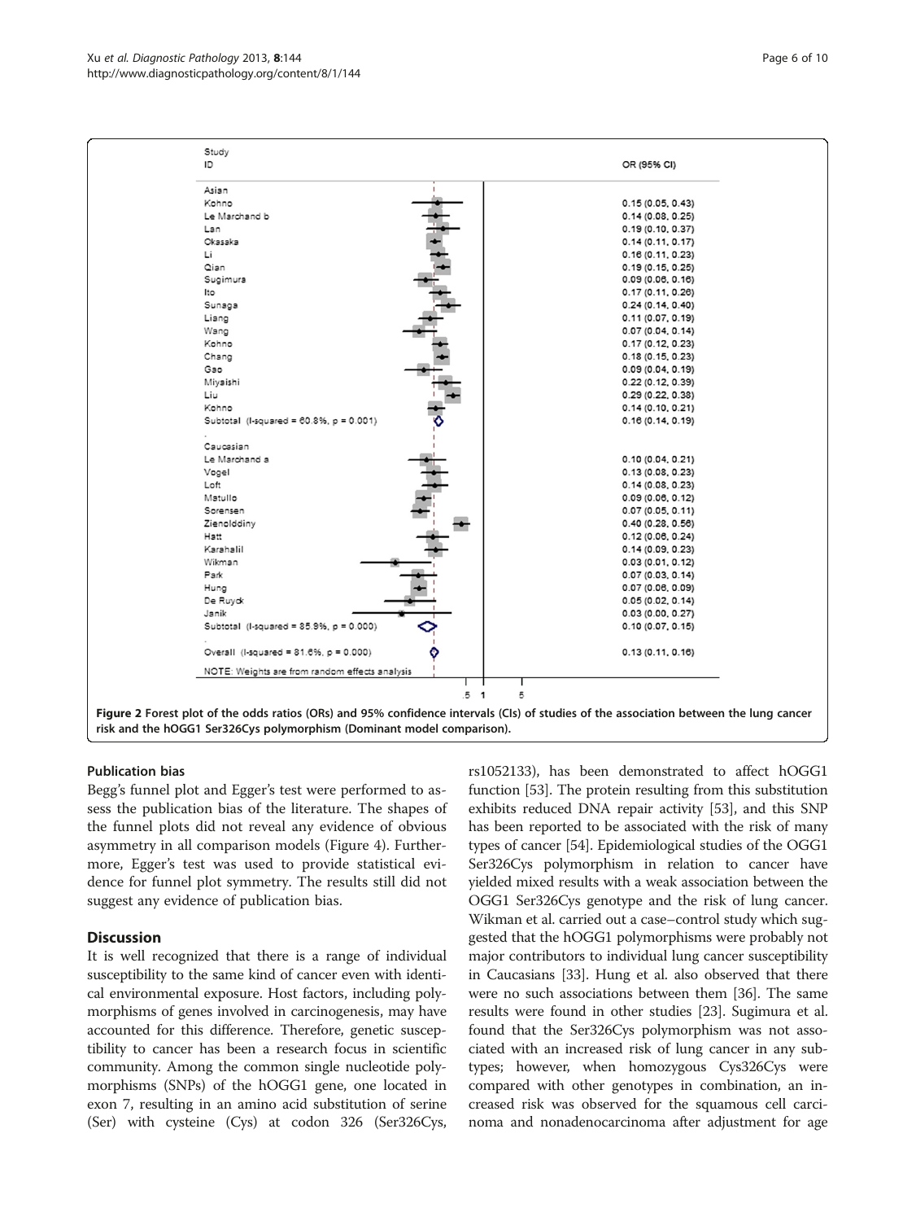| Study ID | OR (95% CI) |
|---|---|
| **Asian** | |
| Kohno | 0.15 (0.05, 0.43) |
| Le Marchand b | 0.14 (0.08, 0.25) |
| Lan | 0.19 (0.10, 0.37) |
| Okasaka | 0.14 (0.11, 0.17) |
| Li | 0.16 (0.11, 0.23) |
| Qian | 0.19 (0.15, 0.25) |
| Sugimura | 0.09 (0.06, 0.16) |
| Ito | 0.17 (0.11, 0.26) |
| Sunaga | 0.24 (0.14, 0.40) |
| Liang | 0.11 (0.07, 0.19) |
| Wang | 0.07 (0.04, 0.14) |
| Kohno | 0.17 (0.12, 0.23) |
| Chang | 0.18 (0.15, 0.23) |
| Gao | 0.09 (0.04, 0.19) |
| Miyaishi | 0.22 (0.12, 0.39) |
| Liu | 0.29 (0.22, 0.38) |
| Kohno | 0.14 (0.10, 0.21) |
| Subtotal (I-squared = 60.8%, p = 0.001) | 0.16 (0.14, 0.19) |
| **Caucasian** | |
| Le Marchand a | 0.10 (0.04, 0.21) |
| Vogel | 0.13 (0.08, 0.23) |
| Loft | 0.14 (0.08, 0.23) |
| Matullo | 0.09 (0.06, 0.12) |
| Sorensen | 0.07 (0.05, 0.11) |
| Zienolddiny | 0.40 (0.28, 0.56) |
| Hatt | 0.12 (0.06, 0.24) |
| Karahalil | 0.14 (0.09, 0.23) |
| Wikman | 0.03 (0.01, 0.12) |
| Park | 0.07 (0.03, 0.14) |
| Hung | 0.07 (0.06, 0.09) |
| De Ruyck | 0.05 (0.02, 0.14) |
| Janik | 0.03 (0.00, 0.27) |
| Subtotal (I-squared = 85.9%, p = 0.000) | 0.10 (0.07, 0.15) |
| Overall (I-squared = 81.6%, p = 0.000) | 0.13 (0.11, 0.16) |

NOTE: Weights are from random effects analysis

**Figure 2** Forest plot of the odds ratios (ORs) and 95% confidence intervals (CIs) of studies of the association between the lung cancer risk and the hOGG1 Ser326Cys polymorphism (Dominant model comparison).

### Publication bias

Begg's funnel plot and Egger's test were performed to assess the publication bias of the literature. The shapes of the funnel plots did not reveal any evidence of obvious asymmetry in all comparison models (Figure 4). Furthermore, Egger's test was used to provide statistical evidence for funnel plot symmetry. The results still did not suggest any evidence of publication bias.

## Discussion

It is well recognized that there is a range of individual susceptibility to the same kind of cancer even with identical environmental exposure. Host factors, including polymorphisms of genes involved in carcinogenesis, may have accounted for this difference. Therefore, genetic susceptibility to cancer has been a research focus in scientific community. Among the common single nucleotide polymorphisms (SNPs) of the hOGG1 gene, one located in exon 7, resulting in an amino acid substitution of serine (Ser) with cysteine (Cys) at codon 326 (Ser326Cys, rs1052133), has been demonstrated to affect hOGG1 function [53]. The protein resulting from this substitution exhibits reduced DNA repair activity [53], and this SNP has been reported to be associated with the risk of many types of cancer [54]. Epidemiological studies of the OGG1 Ser326Cys polymorphism in relation to cancer have yielded mixed results with a weak association between the OGG1 Ser326Cys genotype and the risk of lung cancer. Wikman et al. carried out a case–control study which suggested that the hOGG1 polymorphisms were probably not major contributors to individual lung cancer susceptibility in Caucasians [33]. Hung et al. also observed that there were no such associations between them [36]. The same results were found in other studies [23]. Sugimura et al. found that the Ser326Cys polymorphism was not associated with an increased risk of lung cancer in any subtypes; however, when homozygous Cys326Cys were compared with other genotypes in combination, an increased risk was observed for the squamous cell carcinoma and nonadenocarcinoma after adjustment for age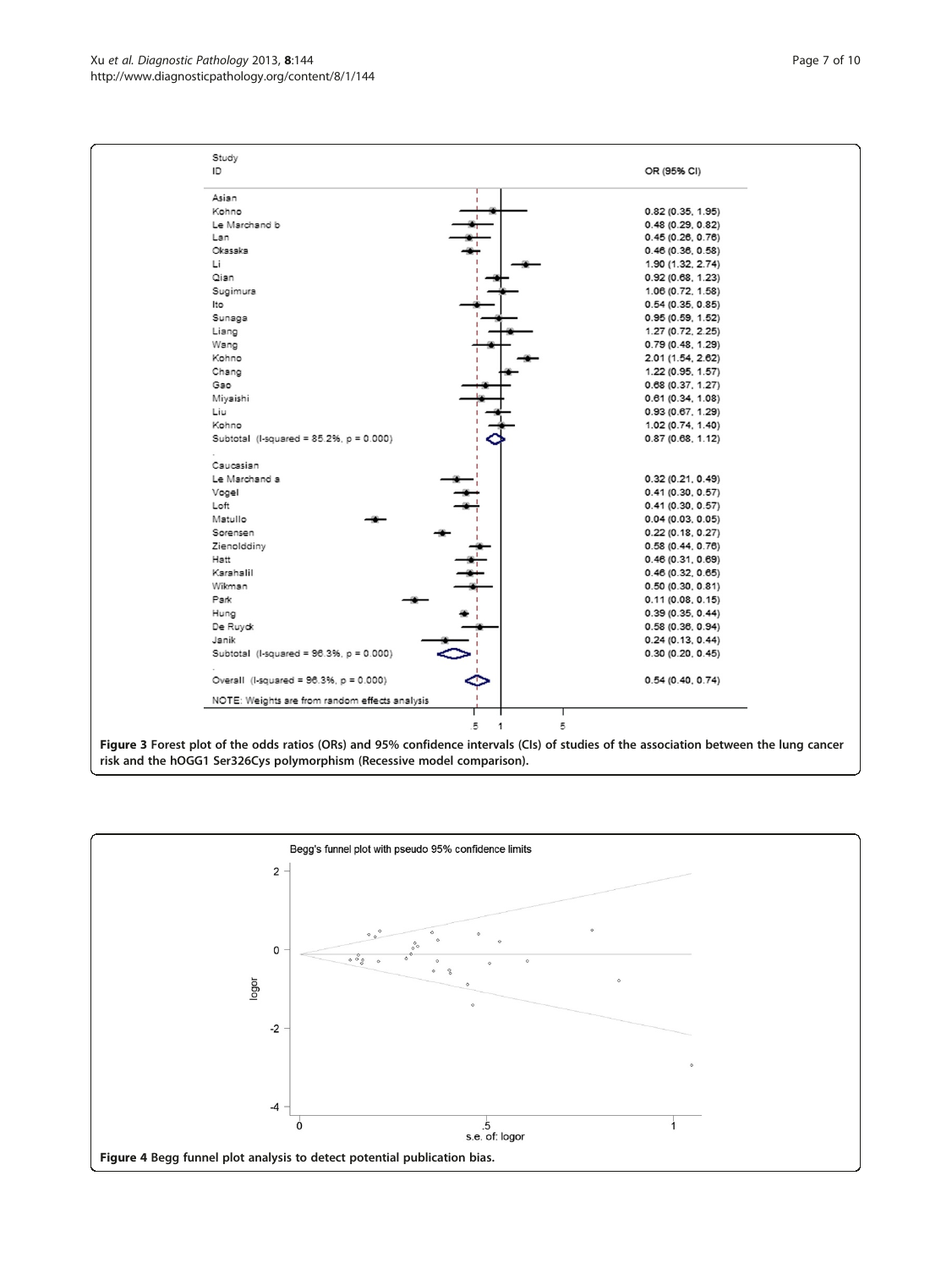Figure 3 Forest plot of the odds ratios (ORs) and 95% confidence intervals (CIs) of studies of the association between the lung cancer risk and the hOGG1 Ser326Cys polymorphism (Recessive model comparison).

Figure 4 Begg funnel plot analysis to detect potential publication bias.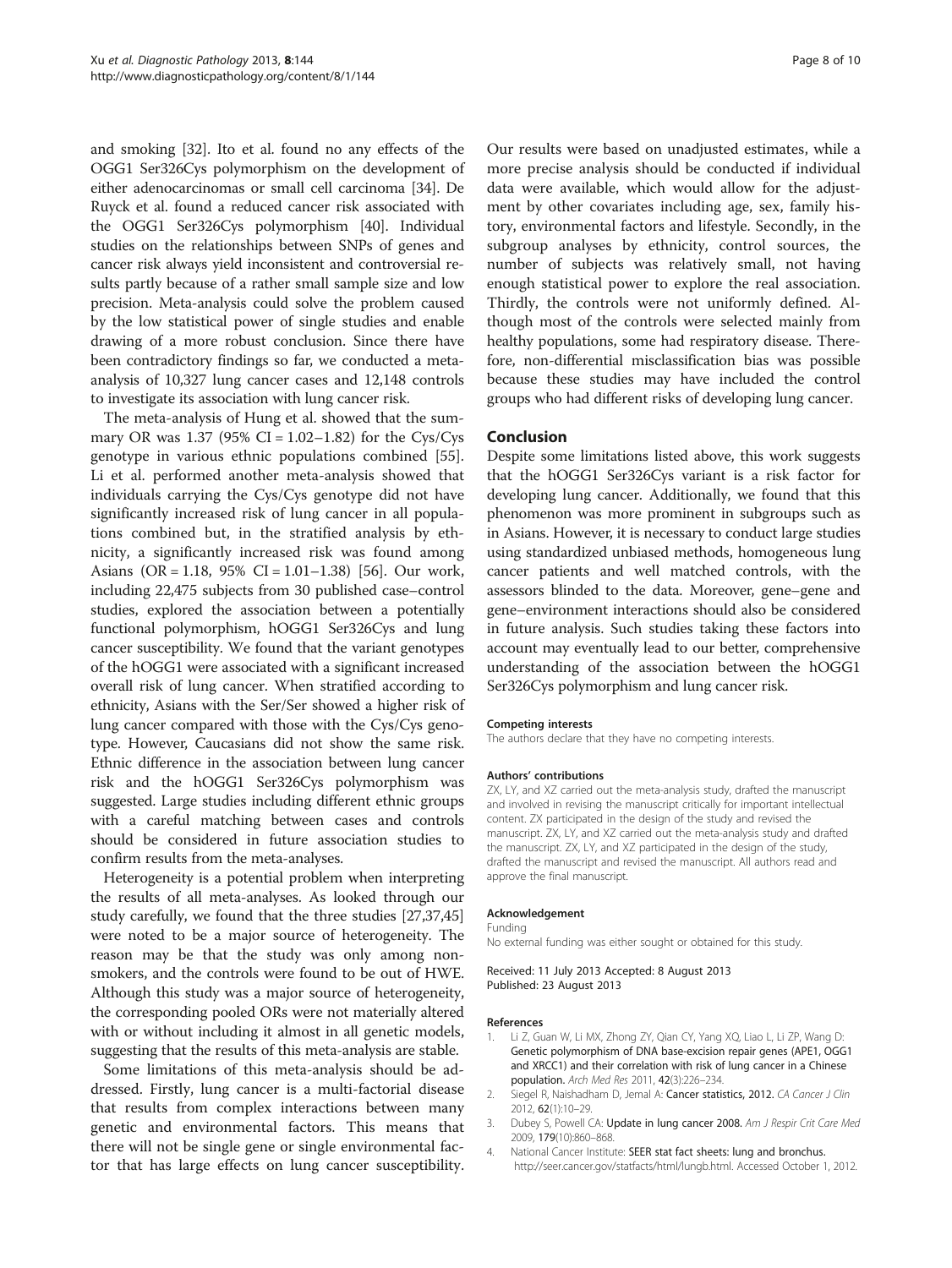and smoking [32]. Ito et al. found no any effects of the OGG1 Ser326Cys polymorphism on the development of either adenocarcinomas or small cell carcinoma [34]. De Ruyck et al. found a reduced cancer risk associated with the OGG1 Ser326Cys polymorphism [40]. Individual studies on the relationships between SNPs of genes and cancer risk always yield inconsistent and controversial results partly because of a rather small sample size and low precision. Meta-analysis could solve the problem caused by the low statistical power of single studies and enable drawing of a more robust conclusion. Since there have been contradictory findings so far, we conducted a meta-analysis of 10,327 lung cancer cases and 12,148 controls to investigate its association with lung cancer risk.

The meta-analysis of Hung et al. showed that the summary OR was 1.37 (95% CI = 1.02–1.82) for the Cys/Cys genotype in various ethnic populations combined [55]. Li et al. performed another meta-analysis showed that individuals carrying the Cys/Cys genotype did not have significantly increased risk of lung cancer in all populations combined but, in the stratified analysis by ethnicity, a significantly increased risk was found among Asians (OR = 1.18, 95% CI = 1.01–1.38) [56]. Our work, including 22,475 subjects from 30 published case–control studies, explored the association between a potentially functional polymorphism, hOGG1 Ser326Cys and lung cancer susceptibility. We found that the variant genotypes of the hOGG1 were associated with a significant increased overall risk of lung cancer. When stratified according to ethnicity, Asians with the Ser/Ser showed a higher risk of lung cancer compared with those with the Cys/Cys genotype. However, Caucasians did not show the same risk. Ethnic difference in the association between lung cancer risk and the hOGG1 Ser326Cys polymorphism was suggested. Large studies including different ethnic groups with a careful matching between cases and controls should be considered in future association studies to confirm results from the meta-analyses.

Heterogeneity is a potential problem when interpreting the results of all meta-analyses. As looked through our study carefully, we found that the three studies [27,37,45] were noted to be a major source of heterogeneity. The reason may be that the study was only among non-smokers, and the controls were found to be out of HWE. Although this study was a major source of heterogeneity, the corresponding pooled ORs were not materially altered with or without including it almost in all genetic models, suggesting that the results of this meta-analysis are stable.

Some limitations of this meta-analysis should be addressed. Firstly, lung cancer is a multi-factorial disease that results from complex interactions between many genetic and environmental factors. This means that there will not be single gene or single environmental factor that has large effects on lung cancer susceptibility. Our results were based on unadjusted estimates, while a more precise analysis should be conducted if individual data were available, which would allow for the adjustment by other covariates including age, sex, family history, environmental factors and lifestyle. Secondly, in the subgroup analyses by ethnicity, control sources, the number of subjects was relatively small, not having enough statistical power to explore the real association. Thirdly, the controls were not uniformly defined. Although most of the controls were selected mainly from healthy populations, some had respiratory disease. Therefore, non-differential misclassification bias was possible because these studies may have included the control groups who had different risks of developing lung cancer.

## Conclusion

Despite some limitations listed above, this work suggests that the hOGG1 Ser326Cys variant is a risk factor for developing lung cancer. Additionally, we found that this phenomenon was more prominent in subgroups such as in Asians. However, it is necessary to conduct large studies using standardized unbiased methods, homogeneous lung cancer patients and well matched controls, with the assessors blinded to the data. Moreover, gene–gene and gene–environment interactions should also be considered in future analysis. Such studies taking these factors into account may eventually lead to our better, comprehensive understanding of the association between the hOGG1 Ser326Cys polymorphism and lung cancer risk.

#### Competing interests

The authors declare that they have no competing interests.

#### Authors' contributions

ZX, LY, and XZ carried out the meta-analysis study, drafted the manuscript and involved in revising the manuscript critically for important intellectual content. ZX participated in the design of the study and revised the manuscript. ZX, LY, and XZ carried out the meta-analysis study and drafted the manuscript. ZX, LY, and XZ participated in the design of the study, drafted the manuscript and revised the manuscript. All authors read and approve the final manuscript.

#### Acknowledgement

Funding

No external funding was either sought or obtained for this study.

Received: 11 July 2013 Accepted: 8 August 2013
Published: 23 August 2013

#### References

1. Li Z, Guan W, Li MX, Zhong ZY, Qian CY, Yang XQ, Liao L, Li ZP, Wang D: **Genetic polymorphism of DNA base-excision repair genes (APE1, OGG1 and XRCC1) and their correlation with risk of lung cancer in a Chinese population.** *Arch Med Res* 2011, **42**(3):226–234.
2. Siegel R, Naishadham D, Jemal A: **Cancer statistics, 2012.** *CA Cancer J Clin* 2012, **62**(1):10–29.
3. Dubey S, Powell CA: **Update in lung cancer 2008.** *Am J Respir Crit Care Med* 2009, **179**(10):860–868.
4. National Cancer Institute: **SEER stat fact sheets: lung and bronchus.** http://seer.cancer.gov/statfacts/html/lungb.html. Accessed October 1, 2012.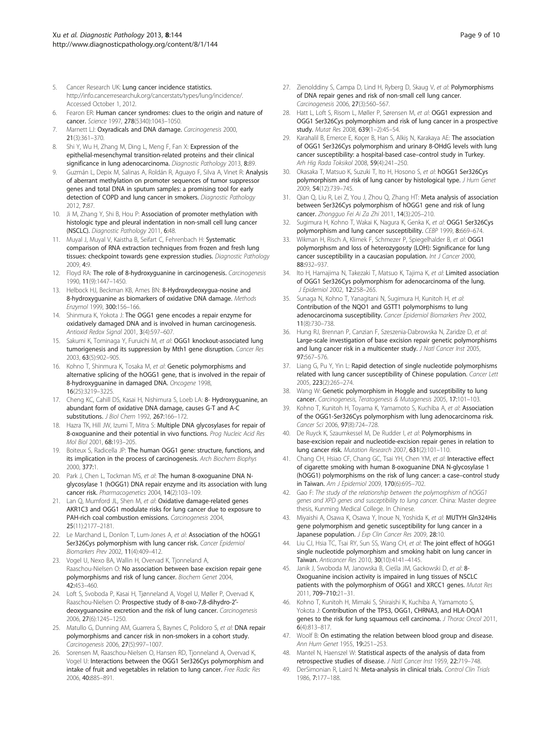5. Cancer Research UK: **Lung cancer incidence statistics.** http://info.cancerresearchuk.org/cancerstats/types/lung/incidence/. Accessed October 1, 2012.
6. Fearon ER: **Human cancer syndromes: clues to the origin and nature of cancer.** *Science* 1997, **278**(5340):1043–1050.
7. Marnett LJ: **Oxyradicals and DNA damage.** *Carcinogenesis* 2000, **21**(3):361–370.
8. Shi Y, Wu H, Zhang M, Ding L, Meng F, Fan X: **Expression of the epithelial-mesenchymal transition-related proteins and their clinical significance in lung adenocarcinoma.** *Diagnostic Pathology* 2013, **8:**89.
9. Guzmán L, Depix M, Salinas A, Roldán R, Aguayo F, Silva A, Vinet R: **Analysis of aberrant methylation on promoter sequences of tumor suppressor genes and total DNA in sputum samples: a promising tool for early detection of COPD and lung cancer in smokers.** *Diagnostic Pathology* 2012, **7:**87.
10. Ji M, Zhang Y, Shi B, Hou P: **Association of promoter methylation with histologic type and pleural indentation in non-small cell lung cancer (NSCLC).** *Diagnostic Pathology* 2011, **6:**48.
11. Muyal J, Muyal V, Kaistha B, Seifart C, Fehrenbach H: **Systematic comparison of RNA extraction techniques from frozen and fresh lung tissues: checkpoint towards gene expression studies.** *Diagnostic Pathology* 2009, **4:**9.
12. Floyd RA: **The role of 8-hydroxyguanine in carcinogenesis.** *Carcinogenesis* 1990, **11**(9):1447–1450.
13. Helbock HJ, Beckman KB, Ames BN: **8-Hydroxydeoxygua-nosine and 8-hydroxyguanine as biomarkers of oxidative DNA damage.** *Methods Enzymol* 1999, **300:**156–166.
14. Shinmura K, Yokota J: **The OGG1 gene encodes a repair enzyme for oxidatively damaged DNA and is involved in human carcinogenesis.** *Antioxid Redox Signal* 2001, **3**(4):597–607.
15. Sakumi K, Tominaga Y, Furuichi M, *et al*: **OGG1 knockout-associated lung tumorigenesis and its suppression by Mth1 gene disruption.** *Cancer Res* 2003, **63**(5):902–905.
16. Kohno T, Shinmura K, Tosaka M, *et al*: **Genetic polymorphisms and alternative splicing of the hOGG1 gene, that is involved in the repair of 8-hydroxyguanine in damaged DNA.** *Oncogene* 1998, **16**(25):3219–3225.
17. Cheng KC, Cahill DS, Kasai H, Nishimura S, Loeb LA: **8- Hydroxyguanine, an abundant form of oxidative DNA damage, causes G-T and A-C substitutions.** *J Biol Chem* 1992, **267:**166–172.
18. Hazra TK, Hill JW, Izumi T, Mitra S: **Multiple DNA glycosylases for repair of 8-oxoguanine and their potential in vivo functions.** *Prog Nucleic Acid Res Mol Biol* 2001, **68:**193–205.
19. Boiteux S, Radicella JP: **The human OGG1 gene: structure, functions, and its implication in the process of carcinogenesis.** *Arch Biochem Biophys* 2000, **377:**1.
20. Park J, Chen L, Tockman MS, *et al*: **The human 8-oxoguanine DNA N-glycosylase 1 (hOGG1) DNA repair enzyme and its association with lung cancer risk.** *Pharmacogenetics* 2004, **14**(2):103–109.
21. Lan Q, Mumford JL, Shen M, *et al*: **Oxidative damage-related genes AKR1C3 and OGG1 modulate risks for lung cancer due to exposure to PAH-rich coal combustion emissions.** *Carcinogenesis* 2004, **25**(11):2177–2181.
22. Le Marchand L, Donlon T, Lum-Jones A, *et al*: **Association of the hOGG1 Ser326Cys polymorphism with lung cancer risk.** *Cancer Epidemiol Biomarkers Prev* 2002, **11**(4):409–412.
23. Vogel U, Nexo BA, Wallin H, Overvad K, Tjonneland A, Raaschou-Nielsen O: **No association between base excision repair gene polymorphisms and risk of lung cancer.** *Biochem Genet* 2004, **42:**453–460.
24. Loft S, Svoboda P, Kasai H, Tjønneland A, Vogel U, Møller P, Overvad K, Raaschou-Nielsen O: **Prospective study of 8-oxo-7,8-dihydro-2′-deoxyguanosine excretion and the risk of lung cancer.** *Carcinogenesis* 2006, **27**(6):1245–1250.
25. Matullo G, Dunning AM, Guarrera S, Baynes C, Polidoro S, *et al*: **DNA repair polymorphisms and cancer risk in non-smokers in a cohort study.** *Carcinogenesis* 2006, **27**(5):997–1007.
26. Sorensen M, Raaschou-Nielsen O, Hansen RD, Tjonneland A, Overvad K, Vogel U: **Interactions between the OGG1 Ser326Cys polymorphism and intake of fruit and vegetables in relation to lung cancer.** *Free Radic Res* 2006, **40:**885–891.
27. Zienolddiny S, Campa D, Lind H, Ryberg D, Skaug V, *et al*: **Polymorphisms of DNA repair genes and risk of non-small cell lung cancer.** *Carcinogenesis* 2006, **27**(3):560–567.
28. Hatt L, Loft S, Risom L, Møller P, Sørensen M, *et al*: **OGG1 expression and OGG1 Ser326Cys polymorphism and risk of lung cancer in a prospective study.** *Mutat Res* 2008, **639**(1–2):45–54.
29. Karahalil B, Emerce E, Koçer B, Han S, Alkiş N, Karakaya AE: **The association of OGG1 Ser326Cys polymorphism and urinary 8-OHdG levels with lung cancer susceptibility: a hospital-based case–control study in Turkey.** *Arh Hig Rada Toksikol* 2008, **59**(4):241–250.
30. Okasaka T, Matsuo K, Suzuki T, Ito H, Hosono S, *et al*: **hOGG1 Ser326Cys polymorphism and risk of lung cancer by histological type.** *J Hum Genet* 2009, **54**(12):739–745.
31. Qian Q, Liu R, Lei Z, You J, Zhou Q, Zhang HT: **Meta analysis of association between Ser326Cys polymorphism of hOGG1 gene and risk of lung cancer.** *Zhongguo Fei Ai Za Zhi* 2011, **14**(3):205–210.
32. Sugimura H, Kohno T, Wakai K, Nagura K, Genka K, *et al*: **OGG1 Ser326Cys polymorphism and lung cancer susceptibility.** *CEBP* 1999, **8:**669–674.
33. Wikman H, Risch A, Klimek F, Schmezer P, Spiegelhalder B, *et al*: **OGG1 polymorphısm and loss of heterozygosıty (LOH): Significance for lung cancer susceptibility in a caucasian population.** *Int J Cancer* 2000, **88:**932–937.
34. Ito H, Hamajima N, Takezaki T, Matsuo K, Tajima K, *et al*: **Limited association of OGG1 Ser326Cys polymorphism for adenocarcinoma of the lung.** *J Epidemiol* 2002, **12:**258–265.
35. Sunaga N, Kohno T, Yanagitani N, Sugimura H, Kunitoh H, *et al*: **Contribution of the NQO1 and GSTT1 polymorphisms to lung adenocarcinoma susceptibility.** *Cancer Epidemiol Biomarkers Prev* 2002, **11**(8):730–738.
36. Hung RJ, Brennan P, Canzian F, Szeszenia-Dabrowska N, Zaridze D, *et al*: **Large-scale investigation of base excision repair genetic polymorphisms and lung cancer risk in a multicenter study.** *J Natl Cancer Inst* 2005, **97:**567–576.
37. Liang G, Pu Y, Yin L: **Rapid detection of single nucleotide polymorphisms related with lung cancer susceptibility of Chinese population.** *Cancer Lett* 2005, **223**(2):265–274.
38. Wang W: **Genetic polymorphism in Hoggle and susceptibility to lung cancer.** *Carcinogenesis, Teratogenesis & Mutagenesis* 2005, **17:**101–103.
39. Kohno T, Kunitoh H, Toyama K, Yamamoto S, Kuchiba A, *et al*: **Association of the OGG1-Ser326Cys polymorphism with lung adenocarcinoma risk.** *Cancer Sci* 2006, **97**(8):724–728.
40. De Ruyck K, Szaumkessel M, De Rudder I, *et al*: **Polymorphisms in base-excision repair and nucleotide-excision repair genes in relation to lung cancer risk.** *Mutation Research* 2007, **631**(2):101–110.
41. Chang CH, Hsiao CF, Chang GC, Tsai YH, Chen YM, *et al*: **Interactive effect of cigarette smoking with human 8-oxoguanine DNA N-glycosylase 1 (hOGG1) polymorphisms on the risk of lung cancer: a case–control study in Taiwan.** *Am J Epidemiol* 2009, **170**(6):695–702.
42. Gao F: *The study of the relationship between the polymorphism of hOGG1 genes and XPD genes and susceptibility to lung cancer*. China: Master degree thesis, Kunming Medical College. In Chinese.
43. Miyaishi A, Osawa K, Osawa Y, Inoue N, Yoshida K, *et al*: **MUTYH Gln324His gene polymorphism and genetic susceptibility for lung cancer in a Japanese population.** *J Exp Clin Cancer Res* 2009, **28:**10.
44. Liu CJ, Hsia TC, Tsai RY, Sun SS, Wang CH, *et al*: **The joint effect of hOGG1 single nucleotide polymorphism and smoking habit on lung cancer in Taiwan.** *Anticancer Res* 2010, **30**(10):4141–4145.
45. Janik J, Swoboda M, Janowska B, Cieśla JM, Gackowski D, *et al*: **8-Oxoguanine incision activity is impaired in lung tissues of NSCLC patients with the polymorphism of OGG1 and XRCC1 genes.** *Mutat Res* 2011, **709–710:**21–31.
46. Kohno T, Kunitoh H, Mimaki S, Shiraishi K, Kuchiba A, Yamamoto S, Yokota J: **Contribution of the TP53, OGG1, CHRNA3, and HLA-DQA1 genes to the risk for lung squamous cell carcinoma.** *J Thorac Oncol* 2011, **6**(4):813–817.
47. Woolf B: **On estimating the relation between blood group and disease.** *Ann Hum Genet* 1955, **19:**251–253.
48. Mantel N, Haenszel W: **Statistical aspects of the analysis of data from retrospective studies of disease.** *J Natl Cancer Inst* 1959, **22:**719–748.
49. DerSimonian R, Laird N: **Meta-analysis in clinical trials.** *Control Clin Trials* 1986, **7:**177–188.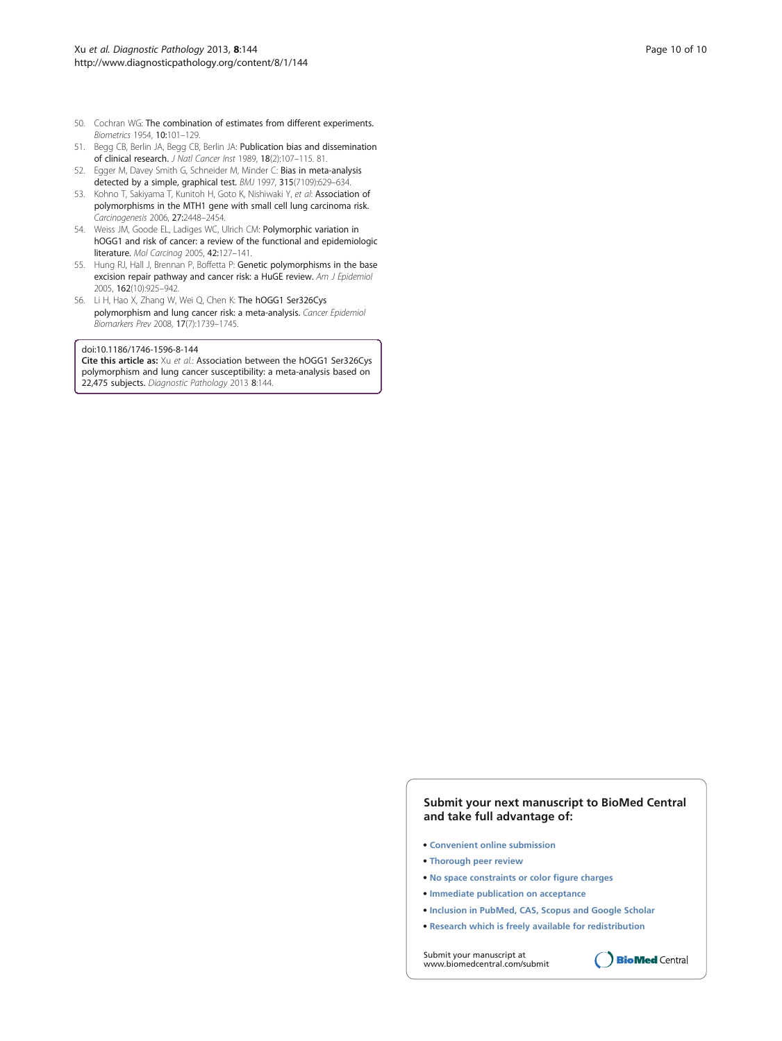50. Cochran WG: **The combination of estimates from different experiments.** *Biometrics* 1954, **10**:101–129.
51. Begg CB, Berlin JA, Begg CB, Berlin JA: **Publication bias and dissemination of clinical research.** *J Natl Cancer Inst* 1989, **18**(2):107–115. 81.
52. Egger M, Davey Smith G, Schneider M, Minder C: **Bias in meta-analysis detected by a simple, graphical test.** *BMJ* 1997, **315**(7109):629–634.
53. Kohno T, Sakiyama T, Kunitoh H, Goto K, Nishiwaki Y, *et al*: **Association of polymorphisms in the MTH1 gene with small cell lung carcinoma risk.** *Carcinogenesis* 2006, **27**:2448–2454.
54. Weiss JM, Goode EL, Ladiges WC, Ulrich CM: **Polymorphic variation in hOGG1 and risk of cancer: a review of the functional and epidemiologic literature.** *Mol Carcinog* 2005, **42**:127–141.
55. Hung RJ, Hall J, Brennan P, Boffetta P: **Genetic polymorphisms in the base excision repair pathway and cancer risk: a HuGE review.** *Am J Epidemiol* 2005, **162**(10):925–942.
56. Li H, Hao X, Zhang W, Wei Q, Chen K: **The hOGG1 Ser326Cys polymorphism and lung cancer risk: a meta-analysis.** *Cancer Epidemiol Biomarkers Prev* 2008, **17**(7):1739–1745.

doi:10.1186/1746-1596-8-144
**Cite this article as:** Xu *et al.*: Association between the hOGG1 Ser326Cys polymorphism and lung cancer susceptibility: a meta-analysis based on 22,475 subjects. *Diagnostic Pathology* 2013 **8**:144.

**Submit your next manuscript to BioMed Central and take full advantage of:**

- **Convenient online submission**
- **Thorough peer review**
- **No space constraints or color figure charges**
- **Immediate publication on acceptance**
- **Inclusion in PubMed, CAS, Scopus and Google Scholar**
- **Research which is freely available for redistribution**

Submit your manuscript at
www.biomedcentral.com/submit

BioMed Central